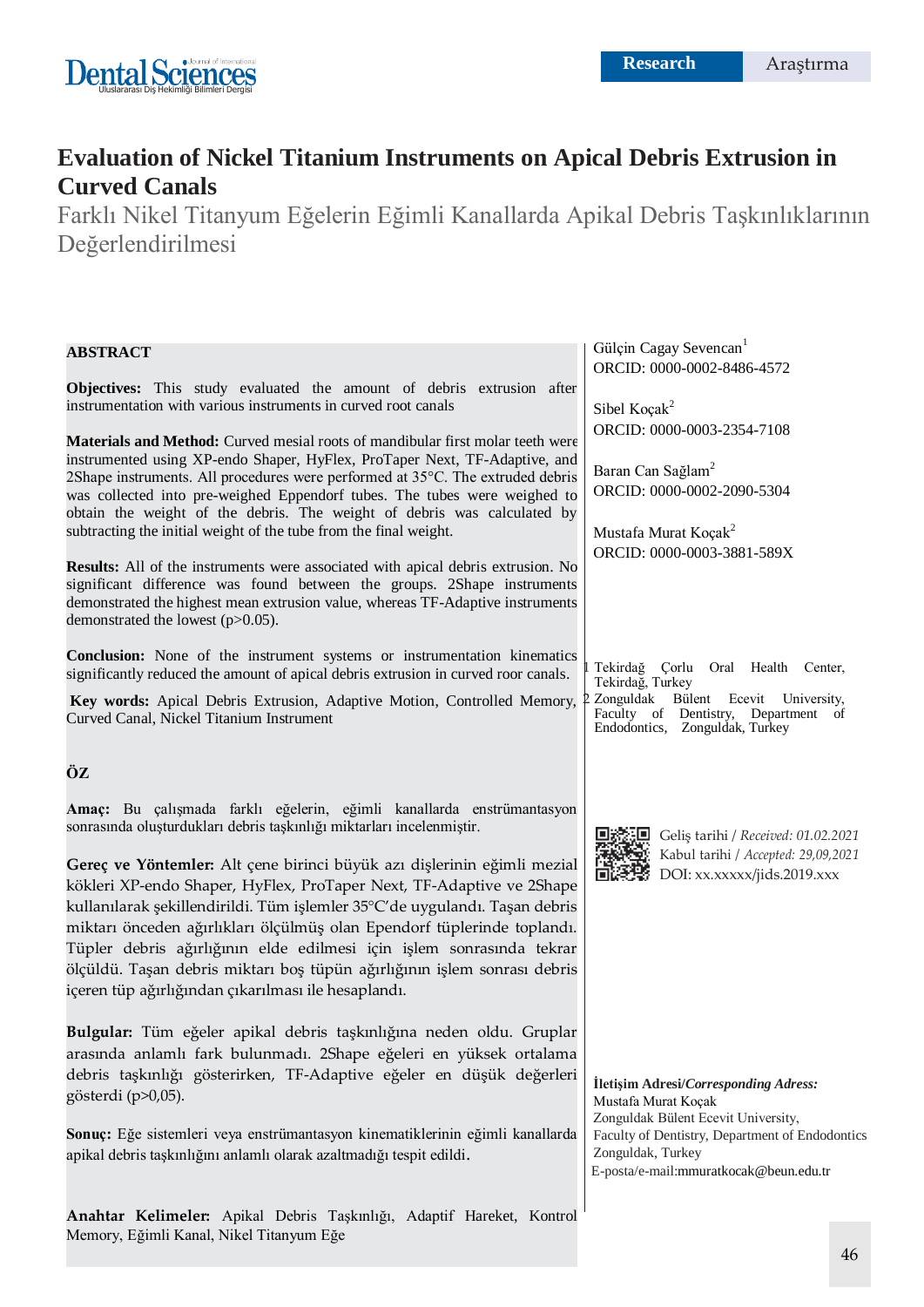Research | Araştırma

# Evaluation of Nickel Titanium Instruments on Apical Debris Extrusion in Curved Canals

## Farklı Nikel Titanyum Eğelerin Eğimli Kanallarda Apikal Debris Taşkınlıklarının Değerlendirilmesi

Gülçin Cagay Sevencan[1]
ORCID: 0000-0002-8486-4572

Sibel Koçak[2]
ORCID: 0000-0003-2354-7108

Baran Can Sağlam[2]
ORCID: 0000-0002-2090-5304

Mustafa Murat Koçak[2]
ORCID: 0000-0003-3881-589X

[1] Tekirdağ Çorlu Oral Health Center, Tekirdağ, Turkey
[2] Zonguldak Bülent Ecevit University, Faculty of Dentistry, Department of Endodontics, Zonguldak, Turkey

Geliş tarihi / *Received: 01.02.2021*
Kabul tarihi / *Accepted: 29,09,2021*
DOI: xx.xxxxx/jids.2019.xxx

**İletişim Adresi/*Corresponding Adress:***
Mustafa Murat Koçak
Zonguldak Bülent Ecevit University,
Faculty of Dentistry, Department of Endodontics
Zonguldak, Turkey
E-posta/e-mail:mmuratkocak@beun.edu.tr

### ABSTRACT

**Objectives:** This study evaluated the amount of debris extrusion after instrumentation with various instruments in curved root canals

**Materials and Method:** Curved mesial roots of mandibular first molar teeth were instrumented using XP-endo Shaper, HyFlex, ProTaper Next, TF-Adaptive, and 2Shape instruments. All procedures were performed at 35°C. The extruded debris was collected into pre-weighed Eppendorf tubes. The tubes were weighed to obtain the weight of the debris. The weight of debris was calculated by subtracting the initial weight of the tube from the final weight.

**Results:** All of the instruments were associated with apical debris extrusion. No significant difference was found between the groups. 2Shape instruments demonstrated the highest mean extrusion value, whereas TF-Adaptive instruments demonstrated the lowest ($p>0.05$).

**Conclusion:** None of the instrument systems or instrumentation kinematics significantly reduced the amount of apical debris extrusion in curved roor canals.

**Key words:** Apical Debris Extrusion, Adaptive Motion, Controlled Memory, Curved Canal, Nickel Titanium Instrument

### ÖZ

**Amaç:** Bu çalışmada farklı eğelerin, eğimli kanallarda enstrümantasyon sonrasında oluşturdukları debris taşkınlığı miktarları incelenmiştir.

**Gereç ve Yöntemler:** Alt çene birinci büyük azı dişlerinin eğimli mezial kökleri XP-endo Shaper, HyFlex, ProTaper Next, TF-Adaptive ve 2Shape kullanılarak şekillendirildi. Tüm işlemler 35°C'de uygulandı. Taşan debris miktarı önceden ağırlıkları ölçülmüş olan Ependorf tüplerinde toplandı. Tüpler debris ağırlığının elde edilmesi için işlem sonrasında tekrar ölçüldü. Taşan debris miktarı boş tüpün ağırlığının işlem sonrası debris içeren tüp ağırlığından çıkarılması ile hesaplandı.

**Bulgular:** Tüm eğeler apikal debris taşkınlığına neden oldu. Gruplar arasında anlamlı fark bulunmadı. 2Shape eğeleri en yüksek ortalama debris taşkınlığı gösterirken, TF-Adaptive eğeler en düşük değerleri gösterdi ($p>0,05$).

**Sonuç:** Eğe sistemleri veya enstrümantasyon kinematiklerinin eğimli kanallarda apikal debris taşkınlığını anlamlı olarak azaltmadığı tespit edildi.

**Anahtar Kelimeler:** Apikal Debris Taşkınlığı, Adaptif Hareket, Kontrol Memory, Eğimli Kanal, Nikel Titanyum Eğe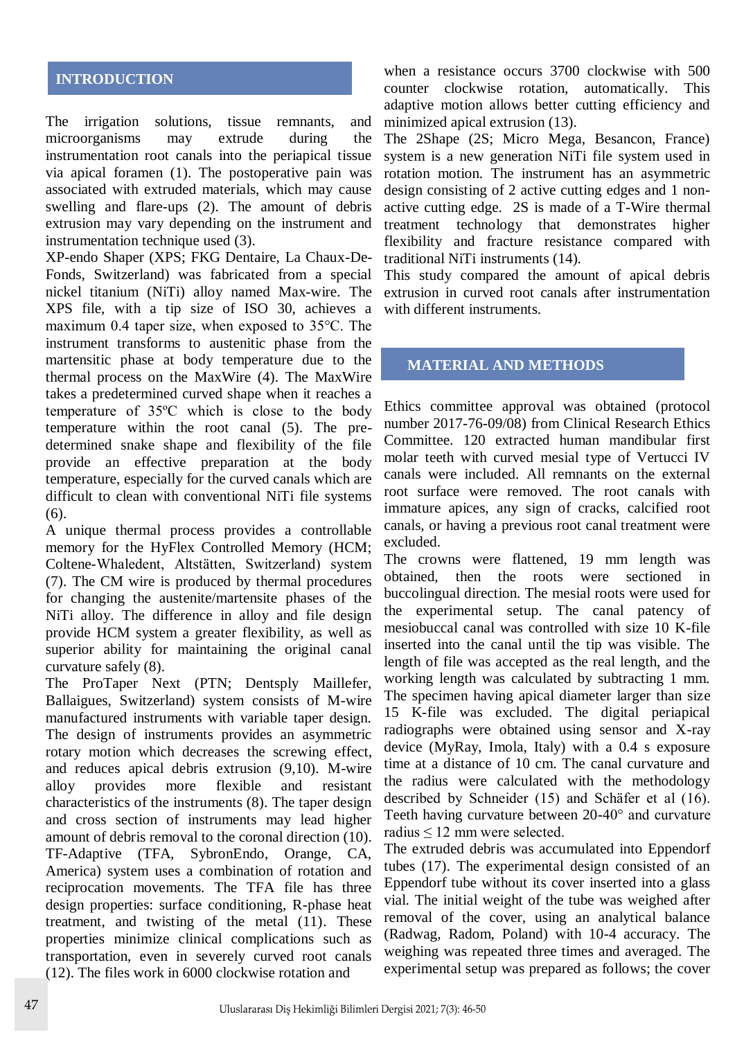## INTRODUCTION

The irrigation solutions, tissue remnants, and microorganisms may extrude during the instrumentation root canals into the periapical tissue via apical foramen (1). The postoperative pain was associated with extruded materials, which may cause swelling and flare-ups (2). The amount of debris extrusion may vary depending on the instrument and instrumentation technique used (3).

XP-endo Shaper (XPS; FKG Dentaire, La Chaux-De-Fonds, Switzerland) was fabricated from a special nickel titanium (NiTi) alloy named Max-wire. The XPS file, with a tip size of ISO 30, achieves a maximum 0.4 taper size, when exposed to 35°C. The instrument transforms to austenitic phase from the martensitic phase at body temperature due to the thermal process on the MaxWire (4). The MaxWire takes a predetermined curved shape when it reaches a temperature of 35ºC which is close to the body temperature within the root canal (5). The pre-determined snake shape and flexibility of the file provide an effective preparation at the body temperature, especially for the curved canals which are difficult to clean with conventional NiTi file systems (6).

A unique thermal process provides a controllable memory for the HyFlex Controlled Memory (HCM; Coltene-Whaledent, Altstätten, Switzerland) system (7). The CM wire is produced by thermal procedures for changing the austenite/martensite phases of the NiTi alloy. The difference in alloy and file design provide HCM system a greater flexibility, as well as superior ability for maintaining the original canal curvature safely (8).

The ProTaper Next (PTN; Dentsply Maillefer, Ballaigues, Switzerland) system consists of M-wire manufactured instruments with variable taper design. The design of instruments provides an asymmetric rotary motion which decreases the screwing effect, and reduces apical debris extrusion (9,10). M-wire alloy provides more flexible and resistant characteristics of the instruments (8). The taper design and cross section of instruments may lead higher amount of debris removal to the coronal direction (10).

TF-Adaptive (TFA, SybronEndo, Orange, CA, America) system uses a combination of rotation and reciprocation movements. The TFA file has three design properties: surface conditioning, R-phase heat treatment, and twisting of the metal (11). These properties minimize clinical complications such as transportation, even in severely curved root canals (12). The files work in 6000 clockwise rotation and when a resistance occurs 3700 clockwise with 500 counter clockwise rotation, automatically. This adaptive motion allows better cutting efficiency and minimized apical extrusion (13).

The 2Shape (2S; Micro Mega, Besancon, France) system is a new generation NiTi file system used in rotation motion. The instrument has an asymmetric design consisting of 2 active cutting edges and 1 non-active cutting edge. 2S is made of a T-Wire thermal treatment technology that demonstrates higher flexibility and fracture resistance compared with traditional NiTi instruments (14).

This study compared the amount of apical debris extrusion in curved root canals after instrumentation with different instruments.

## MATERIAL AND METHODS

Ethics committee approval was obtained (protocol number 2017-76-09/08) from Clinical Research Ethics Committee. 120 extracted human mandibular first molar teeth with curved mesial type of Vertucci IV canals were included. All remnants on the external root surface were removed. The root canals with immature apices, any sign of cracks, calcified root canals, or having a previous root canal treatment were excluded.

The crowns were flattened, 19 mm length was obtained, then the roots were sectioned in buccolingual direction. The mesial roots were used for the experimental setup. The canal patency of mesiobuccal canal was controlled with size 10 K-file inserted into the canal until the tip was visible. The length of file was accepted as the real length, and the working length was calculated by subtracting 1 mm. The specimen having apical diameter larger than size 15 K-file was excluded. The digital periapical radiographs were obtained using sensor and X-ray device (MyRay, Imola, Italy) with a 0.4 s exposure time at a distance of 10 cm. The canal curvature and the radius were calculated with the methodology described by Schneider (15) and Schäfer et al (16). Teeth having curvature between 20-40° and curvature radius ≤ 12 mm were selected.

The extruded debris was accumulated into Eppendorf tubes (17). The experimental design consisted of an Eppendorf tube without its cover inserted into a glass vial. The initial weight of the tube was weighed after removal of the cover, using an analytical balance (Radwag, Radom, Poland) with 10-4 accuracy. The weighing was repeated three times and averaged. The experimental setup was prepared as follows; the cover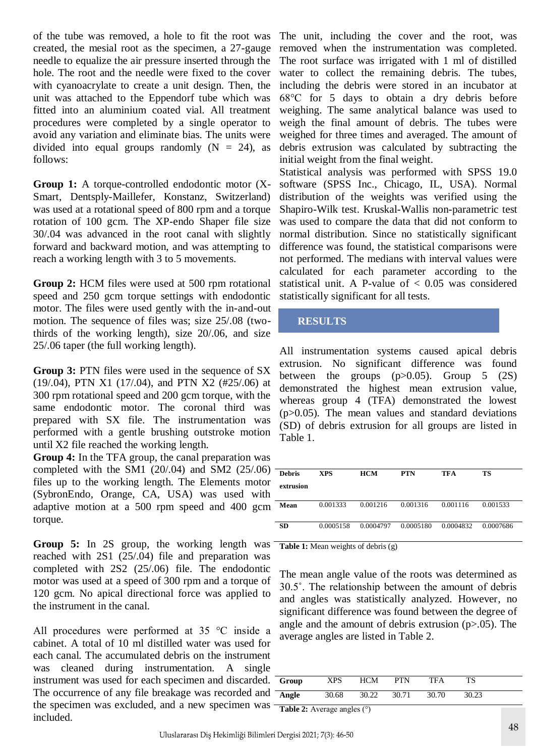of the tube was removed, a hole to fit the root was created, the mesial root as the specimen, a 27-gauge needle to equalize the air pressure inserted through the hole. The root and the needle were fixed to the cover with cyanoacrylate to create a unit design. Then, the unit was attached to the Eppendorf tube which was fitted into an aluminium coated vial. All treatment procedures were completed by a single operator to avoid any variation and eliminate bias. The units were divided into equal groups randomly (N = 24), as follows:

**Group 1:** A torque-controlled endodontic motor (X-Smart, Dentsply-Maillefer, Konstanz, Switzerland) was used at a rotational speed of 800 rpm and a torque rotation of 100 gcm. The XP-endo Shaper file size 30/.04 was advanced in the root canal with slightly forward and backward motion, and was attempting to reach a working length with 3 to 5 movements.

**Group 2:** HCM files were used at 500 rpm rotational speed and 250 gcm torque settings with endodontic motor. The files were used gently with the in-and-out motion. The sequence of files was; size 25/.08 (two-thirds of the working length), size 20/.06, and size 25/.06 taper (the full working length).

**Group 3:** PTN files were used in the sequence of SX (19/.04), PTN X1 (17/.04), and PTN X2 (#25/.06) at 300 rpm rotational speed and 200 gcm torque, with the same endodontic motor. The coronal third was prepared with SX file. The instrumentation was performed with a gentle brushing outstroke motion until X2 file reached the working length.

**Group 4:** In the TFA group, the canal preparation was completed with the SM1 (20/.04) and SM2 (25/.06) files up to the working length. The Elements motor (SybronEndo, Orange, CA, USA) was used with adaptive motion at a 500 rpm speed and 400 gcm torque.

**Group 5:** In 2S group, the working length was reached with 2S1 (25/.04) file and preparation was completed with 2S2 (25/.06) file. The endodontic motor was used at a speed of 300 rpm and a torque of 120 gcm. No apical directional force was applied to the instrument in the canal.

All procedures were performed at 35 °C inside a cabinet. A total of 10 ml distilled water was used for each canal. The accumulated debris on the instrument was cleaned during instrumentation. A single instrument was used for each specimen and discarded. The occurrence of any file breakage was recorded and the specimen was excluded, and a new specimen was included.

The unit, including the cover and the root, was removed when the instrumentation was completed. The root surface was irrigated with 1 ml of distilled water to collect the remaining debris. The tubes, including the debris were stored in an incubator at 68°C for 5 days to obtain a dry debris before weighing. The same analytical balance was used to weigh the final amount of debris. The tubes were weighed for three times and averaged. The amount of debris extrusion was calculated by subtracting the initial weight from the final weight.

Statistical analysis was performed with SPSS 19.0 software (SPSS Inc., Chicago, IL, USA). Normal distribution of the weights was verified using the Shapiro-Wilk test. Kruskal-Wallis non-parametric test was used to compare the data that did not conform to normal distribution. Since no statistically significant difference was found, the statistical comparisons were not performed. The medians with interval values were calculated for each parameter according to the statistical unit. A P-value of $< 0.05$ was considered statistically significant for all tests.

## RESULTS

All instrumentation systems caused apical debris extrusion. No significant difference was found between the groups ($p>0.05$). Group 5 (2S) demonstrated the highest mean extrusion value, whereas group 4 (TFA) demonstrated the lowest ($p>0.05$). The mean values and standard deviations (SD) of debris extrusion for all groups are listed in Table 1.

| Debris extrusion | XPS | HCM | PTN | TFA | TS |
|---|---|---|---|---|---|
| Mean | 0.001333 | 0.001216 | 0.001316 | 0.001116 | 0.001533 |
| SD | 0.0005158 | 0.0004797 | 0.0005180 | 0.0004832 | 0.0007686 |

**Table 1:** Mean weights of debris (g)

The mean angle value of the roots was determined as 30.5˚. The relationship between the amount of debris and angles was statistically analyzed. However, no significant difference was found between the degree of angle and the amount of debris extrusion ($p>.05$). The average angles are listed in Table 2.

| Group | XPS | HCM | PTN | TFA | TS |
|---|---|---|---|---|---|
| Angle | 30.68 | 30.22 | 30.71 | 30.70 | 30.23 |

**Table 2:** Average angles (°)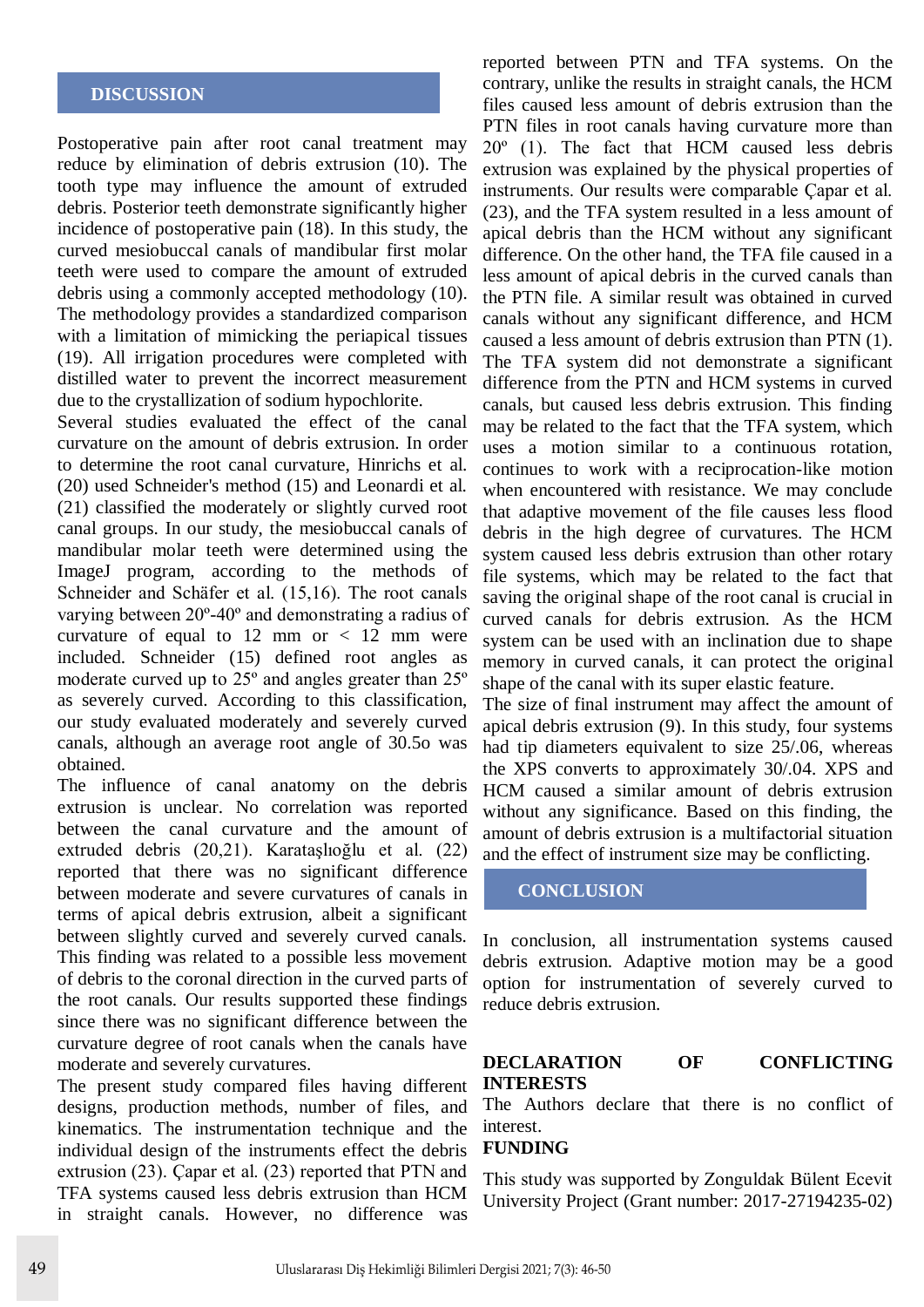## DISCUSSION

Postoperative pain after root canal treatment may reduce by elimination of debris extrusion (10). The tooth type may influence the amount of extruded debris. Posterior teeth demonstrate significantly higher incidence of postoperative pain (18). In this study, the curved mesiobuccal canals of mandibular first molar teeth were used to compare the amount of extruded debris using a commonly accepted methodology (10). The methodology provides a standardized comparison with a limitation of mimicking the periapical tissues (19). All irrigation procedures were completed with distilled water to prevent the incorrect measurement due to the crystallization of sodium hypochlorite.

Several studies evaluated the effect of the canal curvature on the amount of debris extrusion. In order to determine the root canal curvature, Hinrichs et al. (20) used Schneider's method (15) and Leonardi et al. (21) classified the moderately or slightly curved root canal groups. In our study, the mesiobuccal canals of mandibular molar teeth were determined using the ImageJ program, according to the methods of Schneider and Schäfer et al. (15,16). The root canals varying between 20º-40º and demonstrating a radius of curvature of equal to 12 mm or < 12 mm were included. Schneider (15) defined root angles as moderate curved up to 25º and angles greater than 25º as severely curved. According to this classification, our study evaluated moderately and severely curved canals, although an average root angle of 30.5o was obtained.

The influence of canal anatomy on the debris extrusion is unclear. No correlation was reported between the canal curvature and the amount of extruded debris (20,21). Karataşlıoğlu et al. (22) reported that there was no significant difference between moderate and severe curvatures of canals in terms of apical debris extrusion, albeit a significant between slightly curved and severely curved canals. This finding was related to a possible less movement of debris to the coronal direction in the curved parts of the root canals. Our results supported these findings since there was no significant difference between the curvature degree of root canals when the canals have moderate and severely curvatures.

The present study compared files having different designs, production methods, number of files, and kinematics. The instrumentation technique and the individual design of the instruments effect the debris extrusion (23). Çapar et al. (23) reported that PTN and TFA systems caused less debris extrusion than HCM in straight canals. However, no difference was reported between PTN and TFA systems. On the contrary, unlike the results in straight canals, the HCM files caused less amount of debris extrusion than the PTN files in root canals having curvature more than 20º (1). The fact that HCM caused less debris extrusion was explained by the physical properties of instruments. Our results were comparable Çapar et al. (23), and the TFA system resulted in a less amount of apical debris than the HCM without any significant difference. On the other hand, the TFA file caused in a less amount of apical debris in the curved canals than the PTN file. A similar result was obtained in curved canals without any significant difference, and HCM caused a less amount of debris extrusion than PTN (1). The TFA system did not demonstrate a significant difference from the PTN and HCM systems in curved canals, but caused less debris extrusion. This finding may be related to the fact that the TFA system, which uses a motion similar to a continuous rotation, continues to work with a reciprocation-like motion when encountered with resistance. We may conclude that adaptive movement of the file causes less flood debris in the high degree of curvatures. The HCM system caused less debris extrusion than other rotary file systems, which may be related to the fact that saving the original shape of the root canal is crucial in curved canals for debris extrusion. As the HCM system can be used with an inclination due to shape memory in curved canals, it can protect the original shape of the canal with its super elastic feature.

The size of final instrument may affect the amount of apical debris extrusion (9). In this study, four systems had tip diameters equivalent to size 25/.06, whereas the XPS converts to approximately 30/.04. XPS and HCM caused a similar amount of debris extrusion without any significance. Based on this finding, the amount of debris extrusion is a multifactorial situation and the effect of instrument size may be conflicting.

## CONCLUSION

In conclusion, all instrumentation systems caused debris extrusion. Adaptive motion may be a good option for instrumentation of severely curved to reduce debris extrusion.

**DECLARATION OF CONFLICTING INTERESTS**

The Authors declare that there is no conflict of interest.

**FUNDING**

This study was supported by Zonguldak Bülent Ecevit University Project (Grant number: 2017-27194235-02)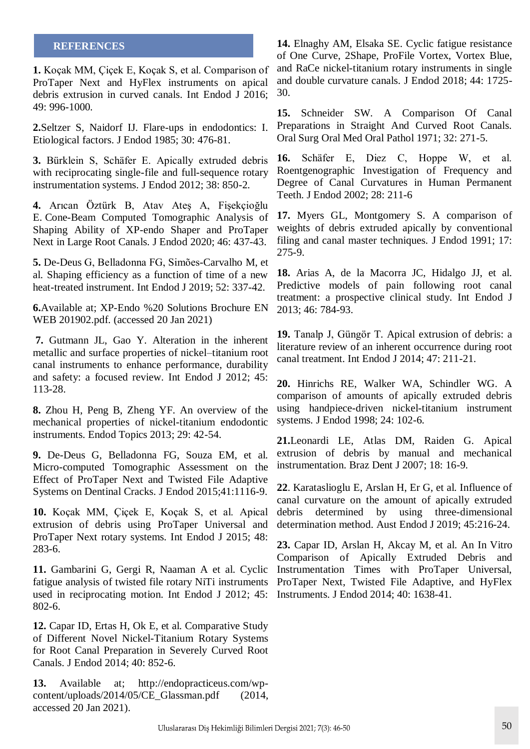## REFERENCES

**1.** Koçak MM, Çiçek E, Koçak S, et al. Comparison of ProTaper Next and HyFlex instruments on apical debris extrusion in curved canals. Int Endod J 2016; 49: 996-1000.

**2.** Seltzer S, Naidorf IJ. Flare-ups in endodontics: I. Etiological factors. J Endod 1985; 30: 476-81.

**3.** Bürklein S, Schäfer E. Apically extruded debris with reciprocating single-file and full-sequence rotary instrumentation systems. J Endod 2012; 38: 850-2.

**4.** Arıcan Öztürk B, Atav Ateş A, Fişekçioğlu E. Cone-Beam Computed Tomographic Analysis of Shaping Ability of XP-endo Shaper and ProTaper Next in Large Root Canals. J Endod 2020; 46: 437-43.

**5.** De-Deus G, Belladonna FG, Simões-Carvalho M, et al. Shaping efficiency as a function of time of a new heat-treated instrument. Int Endod J 2019; 52: 337-42.

**6.** Available at; XP-Endo %20 Solutions Brochure EN WEB 201902.pdf. (accessed 20 Jan 2021)

**7.** Gutmann JL, Gao Y. Alteration in the inherent metallic and surface properties of nickel–titanium root canal instruments to enhance performance, durability and safety: a focused review. Int Endod J 2012; 45: 113-28.

**8.** Zhou H, Peng B, Zheng YF. An overview of the mechanical properties of nickel-titanium endodontic instruments. Endod Topics 2013; 29: 42-54.

**9.** De-Deus G, Belladonna FG, Souza EM, et al. Micro-computed Tomographic Assessment on the Effect of ProTaper Next and Twisted File Adaptive Systems on Dentinal Cracks. J Endod 2015;41:1116-9.

**10.** Koçak MM, Çiçek E, Koçak S, et al. Apical extrusion of debris using ProTaper Universal and ProTaper Next rotary systems. Int Endod J 2015; 48: 283-6.

**11.** Gambarini G, Gergi R, Naaman A et al. Cyclic fatigue analysis of twisted file rotary NiTi instruments used in reciprocating motion. Int Endod J 2012; 45: 802-6.

**12.** Capar ID, Ertas H, Ok E, et al. Comparative Study of Different Novel Nickel-Titanium Rotary Systems for Root Canal Preparation in Severely Curved Root Canals. J Endod 2014; 40: 852-6.

**13.** Available at; http://endopracticeus.com/wp-content/uploads/2014/05/CE_Glassman.pdf (2014, accessed 20 Jan 2021).

**14.** Elnaghy AM, Elsaka SE. Cyclic fatigue resistance of One Curve, 2Shape, ProFile Vortex, Vortex Blue, and RaCe nickel-titanium rotary instruments in single and double curvature canals. J Endod 2018; 44: 1725-30.

**15.** Schneider SW. A Comparison Of Canal Preparations in Straight And Curved Root Canals. Oral Surg Oral Med Oral Pathol 1971; 32: 271-5.

**16.** Schäfer E, Diez C, Hoppe W, et al. Roentgenographic Investigation of Frequency and Degree of Canal Curvatures in Human Permanent Teeth. J Endod 2002; 28: 211-6

**17.** Myers GL, Montgomery S. A comparison of weights of debris extruded apically by conventional filing and canal master techniques. J Endod 1991; 17: 275-9.

**18.** Arias A, de la Macorra JC, Hidalgo JJ, et al. Predictive models of pain following root canal treatment: a prospective clinical study. Int Endod J 2013; 46: 784-93.

**19.** Tanalp J, Güngör T. Apical extrusion of debris: a literature review of an inherent occurrence during root canal treatment. Int Endod J 2014; 47: 211-21.

**20.** Hinrichs RE, Walker WA, Schindler WG. A comparison of amounts of apically extruded debris using handpiece-driven nickel-titanium instrument systems. J Endod 1998; 24: 102-6.

**21.** Leonardi LE, Atlas DM, Raiden G. Apical extrusion of debris by manual and mechanical instrumentation. Braz Dent J 2007; 18: 16-9.

**22.** Karataslioglu E, Arslan H, Er G, et al. Influence of canal curvature on the amount of apically extruded debris determined by using three-dimensional determination method. Aust Endod J 2019; 45:216-24.

**23.** Capar ID, Arslan H, Akcay M, et al. An In Vitro Comparison of Apically Extruded Debris and Instrumentation Times with ProTaper Universal, ProTaper Next, Twisted File Adaptive, and HyFlex Instruments. J Endod 2014; 40: 1638-41.